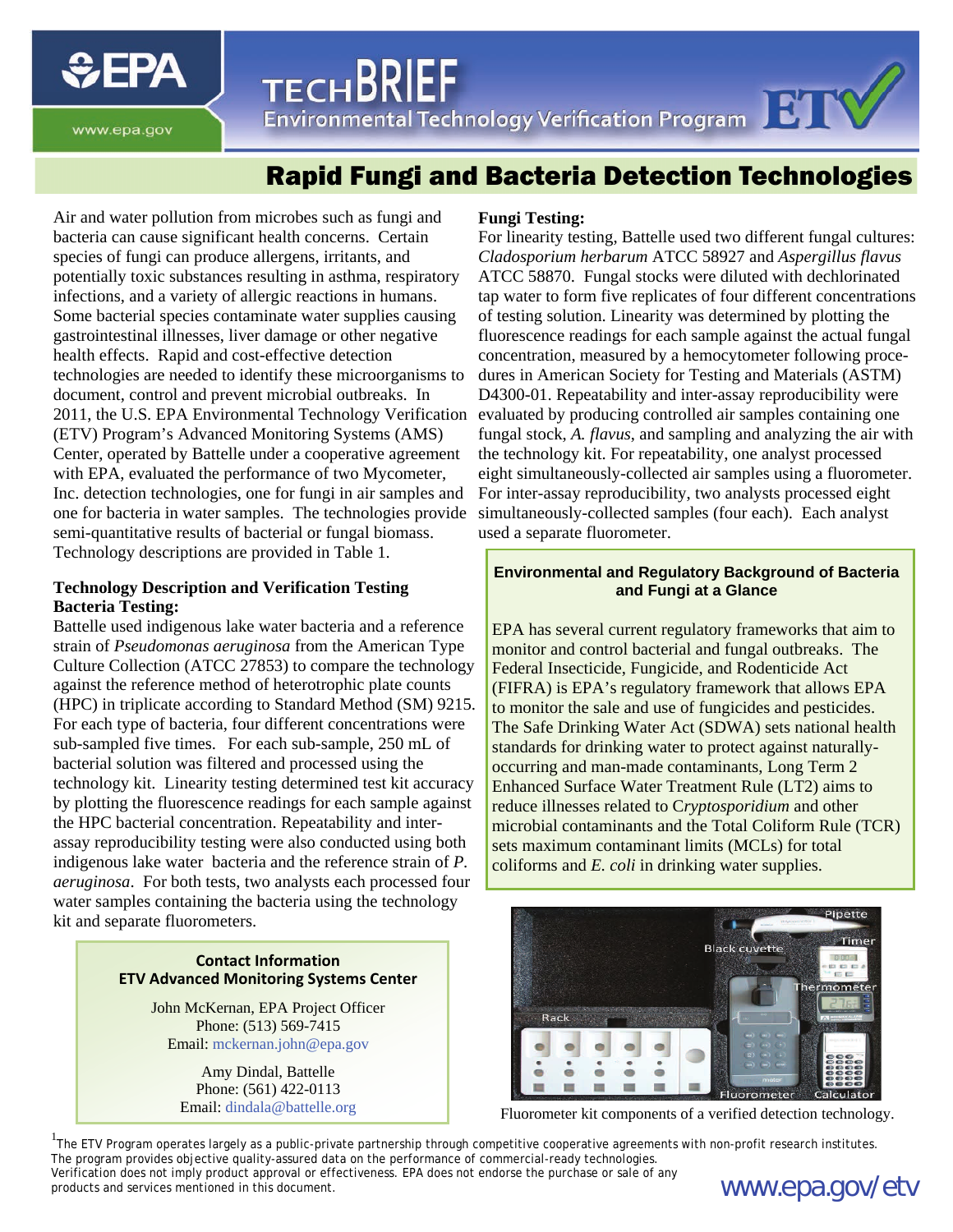# Rapid Fungi and Bacteria Detection Technologies

Air and water pollution from microbes such as fungi and bacteria can cause significant health concerns. Certain species of fungi can produce allergens, irritants, and potentially toxic substances resulting in asthma, respiratory infections, and a variety of allergic reactions in humans. Some bacterial species contaminate water supplies causing gastrointestinal illnesses, liver damage or other negative health effects. Rapid and cost-effective detection technologies are needed to identify these microorganisms to document, control and prevent microbial outbreaks. In 2011, the U.S. EPA Environmental Technology Verification (ETV) Program's Advanced Monitoring Systems (AMS) Center, operated by Battelle under a cooperative agreement with EPA, evaluated the performance of two Mycometer, Inc. detection technologies, one for fungi in air samples and one for bacteria in water samples. The technologies provide semi-quantitative results of bacterial or fungal biomass. Technology descriptions are provided in Table 1.

## Technology Description and Verification Testing

**Bacteria Testing:**

Battelle used indigenous lake water bacteria and a reference strain of *Pseudomonas aeruginosa* from the American Type Culture Collection (ATCC 27853) to compare the technology against the reference method of heterotrophic plate counts (HPC) in triplicate according to Standard Method (SM) 9215. For each type of bacteria, four different concentrations were sub-sampled five times. For each sub-sample, 250 mL of bacterial solution was filtered and processed using the technology kit. Linearity testing determined test kit accuracy by plotting the fluorescence readings for each sample against the HPC bacterial concentration. Repeatability and inter-assay reproducibility testing were also conducted using both indigenous lake water bacteria and the reference strain of *P. aeruginosa*. For both tests, two analysts each processed four water samples containing the bacteria using the technology kit and separate fluorometers.

**Fungi Testing:**

For linearity testing, Battelle used two different fungal cultures: *Cladosporium herbarum* ATCC 58927 and *Aspergillus flavus* ATCC 58870. Fungal stocks were diluted with dechlorinated tap water to form five replicates of four different concentrations of testing solution. Linearity was determined by plotting the fluorescence readings for each sample against the actual fungal concentration, measured by a hemocytometer following procedures in American Society for Testing and Materials (ASTM) D4300-01. Repeatability and inter-assay reproducibility were evaluated by producing controlled air samples containing one fungal stock, *A. flavus*, and sampling and analyzing the air with the technology kit. For repeatability, one analyst processed eight simultaneously-collected air samples using a fluorometer. For inter-assay reproducibility, two analysts processed eight simultaneously-collected samples (four each). Each analyst used a separate fluorometer.

**Environmental and Regulatory Background of Bacteria and Fungi at a Glance**

EPA has several current regulatory frameworks that aim to monitor and control bacterial and fungal outbreaks. The Federal Insecticide, Fungicide, and Rodenticide Act (FIFRA) is EPA's regulatory framework that allows EPA to monitor the sale and use of fungicides and pesticides. The Safe Drinking Water Act (SDWA) sets national health standards for drinking water to protect against naturally-occurring and man-made contaminants, Long Term 2 Enhanced Surface Water Treatment Rule (LT2) aims to reduce illnesses related to C*ryptosporidium* and other microbial contaminants and the Total Coliform Rule (TCR) sets maximum contaminant limits (MCLs) for total coliforms and *E. coli* in drinking water supplies.

**Contact Information**
**ETV Advanced Monitoring Systems Center**

John McKernan, EPA Project Officer
Phone: (513) 569-7415
Email: mckernan.john@epa.gov

Amy Dindal, Battelle
Phone: (561) 422-0113
Email: dindala@battelle.org

Fluorometer kit components of a verified detection technology.

[1]The ETV Program operates largely as a public-private partnership through competitive cooperative agreements with non-profit research institutes. The program provides objective quality-assured data on the performance of commercial-ready technologies. Verification does not imply product approval or effectiveness. EPA does not endorse the purchase or sale of any products and services mentioned in this document.

www.epa.gov/etv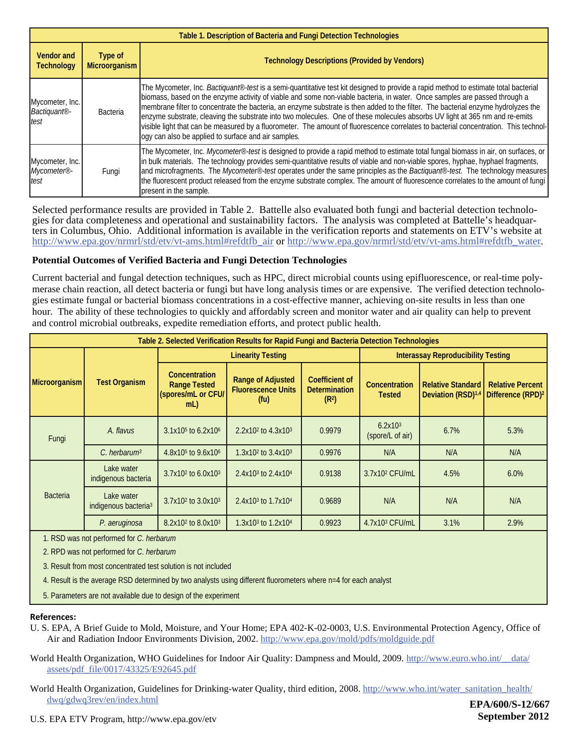| Table 1. Description of Bacteria and Fungi Detection Technologies | | |
|---|---|---|
| **Vendor and Technology** | **Type of Microorganism** | **Technology Descriptions (Provided by Vendors)** |
| Mycometer, Inc. *Bactiquant®-test* | Bacteria | The Mycometer, Inc. *Bactiquant®-test* is a semi-quantitative test kit designed to provide a rapid method to estimate total bacterial biomass, based on the enzyme activity of viable and some non-viable bacteria, in water. Once samples are passed through a membrane filter to concentrate the bacteria, an enzyme substrate is then added to the filter. The bacterial enzyme hydrolyzes the enzyme substrate, cleaving the substrate into two molecules. One of these molecules absorbs UV light at 365 nm and re-emits visible light that can be measured by a fluorometer. The amount of fluorescence correlates to bacterial concentration. This technology can also be applied to surface and air samples. |
| Mycometer, Inc. *Mycometer®-test* | Fungi | The Mycometer, Inc. *Mycometer®-test* is designed to provide a rapid method to estimate total fungal biomass in air, on surfaces, or in bulk materials. The technology provides semi-quantitative results of viable and non-viable spores, hyphae, hyphael fragments, and microfragments. The *Mycometer®-test* operates under the same principles as the *Bactiquant®-test.* The technology measures the fluorescent product released from the enzyme substrate complex. The amount of fluorescence correlates to the amount of fungi present in the sample. |

Selected performance results are provided in Table 2. Battelle also evaluated both fungi and bacterial detection technologies for data completeness and operational and sustainability factors. The analysis was completed at Battelle's headquarters in Columbus, Ohio. Additional information is available in the verification reports and statements on ETV's website at http://www.epa.gov/nrmrl/std/etv/vt-ams.html#refdtfb_air or http://www.epa.gov/nrmrl/std/etv/vt-ams.html#refdtfb_water.

### Potential Outcomes of Verified Bacteria and Fungi Detection Technologies

Current bacterial and fungal detection techniques, such as HPC, direct microbial counts using epifluorescence, or real-time polymerase chain reaction, all detect bacteria or fungi but have long analysis times or are expensive. The verified detection technologies estimate fungal or bacterial biomass concentrations in a cost-effective manner, achieving on-site results in less than one hour. The ability of these technologies to quickly and affordably screen and monitor water and air quality can help to prevent and control microbial outbreaks, expedite remediation efforts, and protect public health.

**Table 2. Selected Verification Results for Rapid Fungi and Bacteria Detection Technologies**

| Microorganism | Test Organism | Linearity Testing | | | Interassay Reproducibility Testing | | |
|---|---|---|---|---|---|---|---|
| | | Concentration Range Tested (spores/mL or CFU/mL) | Range of Adjusted Fluorescence Units (fu) | Coefficient of Determination ($R^2$) | Concentration Tested | Relative Standard Deviation (RSD)[1,4] | Relative Percent Difference (RPD)[2] |
| Fungi | *A. flavus* | $3.1 \times 10^5$ to $6.2 \times 10^6$ | $2.2 \times 10^2$ to $4.3 \times 10^3$ | 0.9979 | $6.2 \times 10^3$ (spore/L of air) | 6.7% | 5.3% |
| | *C. herbarum*[3] | $4.8 \times 10^5$ to $9.6 \times 10^6$ | $1.3 \times 10^2$ to $3.4 \times 10^3$ | 0.9976 | N/A | N/A | N/A |
| Bacteria | Lake water indigenous bacteria | $3.7 \times 10^2$ to $6.0 \times 10^3$ | $2.4 \times 10^3$ to $2.4 \times 10^4$ | 0.9138 | $3.7 \times 10^2$ CFU/mL | 4.5% | 6.0% |
| | Lake water indigenous bacteria[3] | $3.7 \times 10^2$ to $3.0 \times 10^3$ | $2.4 \times 10^3$ to $1.7 \times 10^4$ | 0.9689 | N/A | N/A | N/A |
| | *P. aeruginosa* | $8.2 \times 10^2$ to $8.0 \times 10^3$ | $1.3 \times 10^3$ to $1.2 \times 10^4$ | 0.9923 | $4.7 \times 10^3$ CFU/mL | 3.1% | 2.9% |

1. RSD was not performed for *C. herbarum*
2. RPD was not performed for *C. herbarum*
3. Result from most concentrated test solution is not included
4. Result is the average RSD determined by two analysts using different fluorometers where n=4 for each analyst
5. Parameters are not available due to design of the experiment

**References:**

U. S. EPA, A Brief Guide to Mold, Moisture, and Your Home; EPA 402-K-02-0003, U.S. Environmental Protection Agency, Office of Air and Radiation Indoor Environments Division, 2002. http://www.epa.gov/mold/pdfs/moldguide.pdf

World Health Organization, WHO Guidelines for Indoor Air Quality: Dampness and Mould, 2009. http://www.euro.who.int/__data/assets/pdf_file/0017/43325/E92645.pdf

World Health Organization, Guidelines for Drinking-water Quality, third edition, 2008. http://www.who.int/water_sanitation_health/dwq/gdwq3rev/en/index.html

U.S. EPA ETV Program, http://www.epa.gov/etv

**EPA/600/S-12/667**
**September 2012**